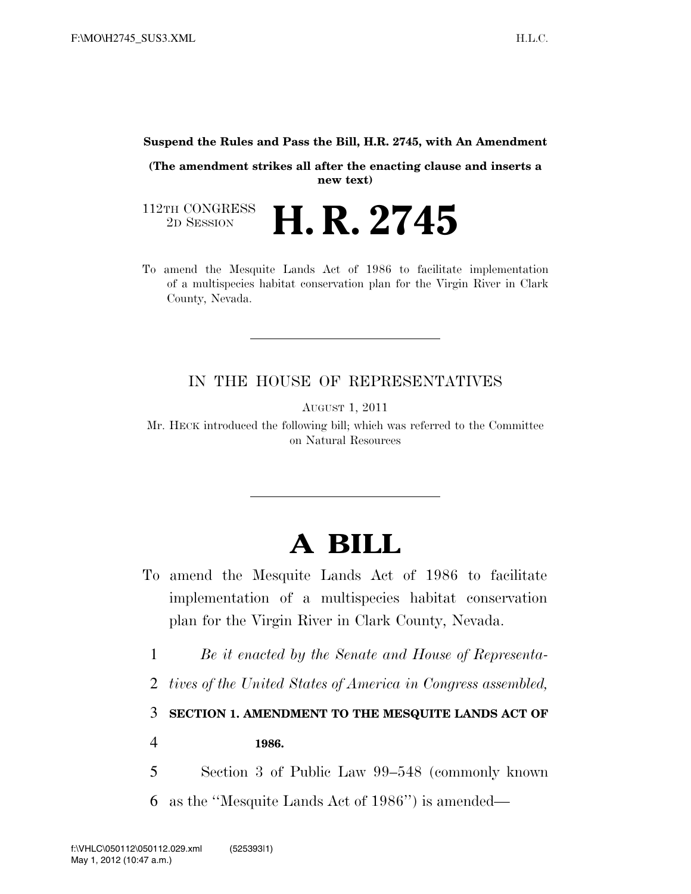**Suspend the Rules and Pass the Bill, H.R. 2745, with An Amendment**

**(The amendment strikes all after the enacting clause and inserts a new text)**

112TH CONGRESS
2D SESSION

# H. R. 2745

To amend the Mesquite Lands Act of 1986 to facilitate implementation of a multispecies habitat conservation plan for the Virgin River in Clark County, Nevada.

---

IN THE HOUSE OF REPRESENTATIVES

AUGUST 1, 2011

Mr. HECK introduced the following bill; which was referred to the Committee on Natural Resources

---

# A BILL

To amend the Mesquite Lands Act of 1986 to facilitate implementation of a multispecies habitat conservation plan for the Virgin River in Clark County, Nevada.

1 *Be it enacted by the Senate and House of Representa-*
2 *tives of the United States of America in Congress assembled,*

3 **SECTION 1. AMENDMENT TO THE MESQUITE LANDS ACT OF**
4 **1986.**

5 Section 3 of Public Law 99–548 (commonly known
6 as the ''Mesquite Lands Act of 1986'') is amended—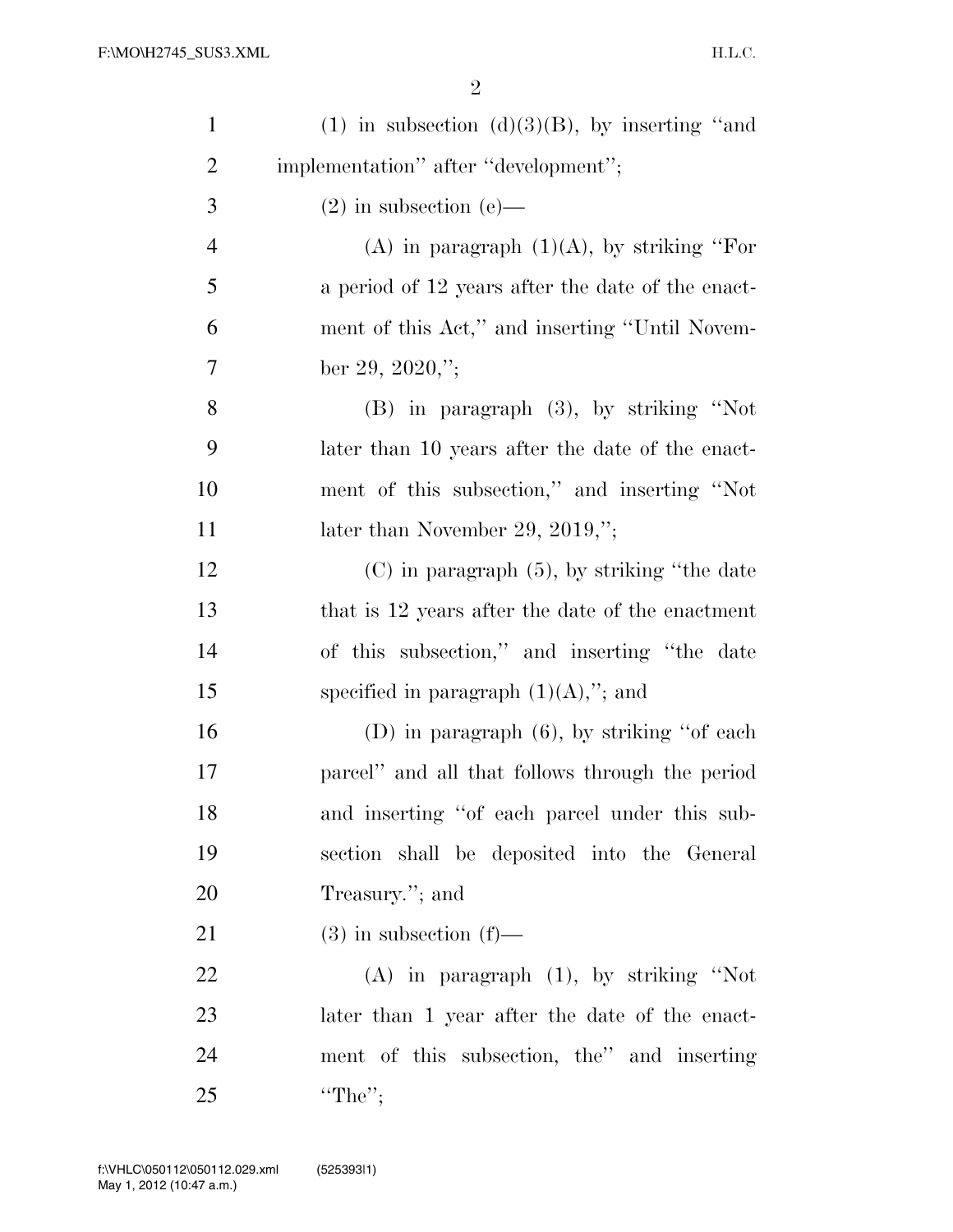(1) in subsection (d)(3)(B), by inserting "and implementation" after "development";

(2) in subsection (e)—

(A) in paragraph (1)(A), by striking "For a period of 12 years after the date of the enactment of this Act," and inserting "Until November 29, 2020,";

(B) in paragraph (3), by striking "Not later than 10 years after the date of the enactment of this subsection," and inserting "Not later than November 29, 2019,";

(C) in paragraph (5), by striking "the date that is 12 years after the date of the enactment of this subsection," and inserting "the date specified in paragraph (1)(A),"; and

(D) in paragraph (6), by striking "of each parcel" and all that follows through the period and inserting "of each parcel under this subsection shall be deposited into the General Treasury."; and

(3) in subsection (f)—

(A) in paragraph (1), by striking "Not later than 1 year after the date of the enactment of this subsection, the" and inserting "The";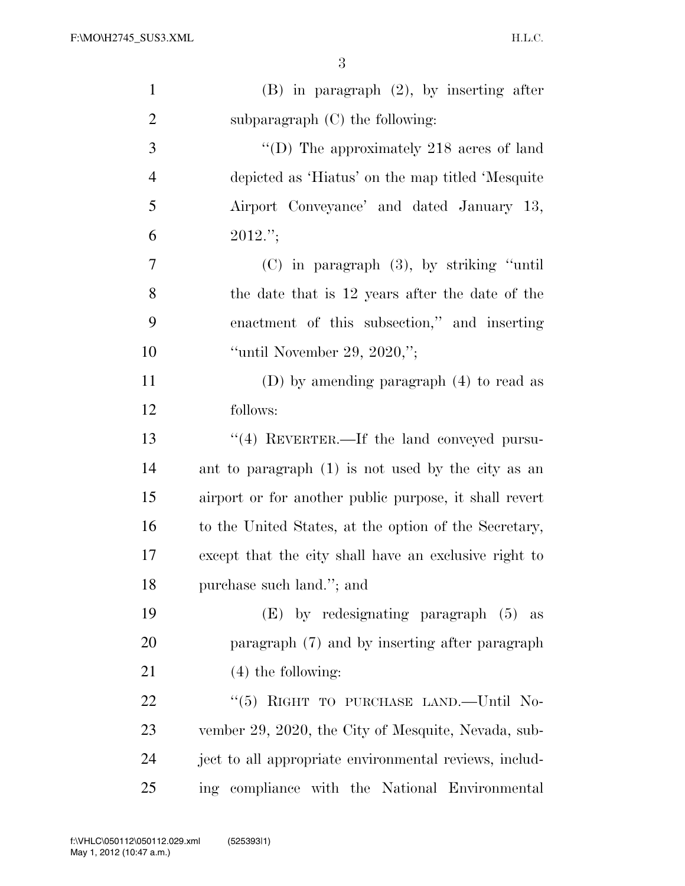(B) in paragraph (2), by inserting after subparagraph (C) the following:

"(D) The approximately 218 acres of land depicted as 'Hiatus' on the map titled 'Mesquite Airport Conveyance' and dated January 13, 2012.";

(C) in paragraph (3), by striking "until the date that is 12 years after the date of the enactment of this subsection," and inserting "until November 29, 2020,";

(D) by amending paragraph (4) to read as follows:

"(4) REVERTER.—If the land conveyed pursuant to paragraph (1) is not used by the city as an airport or for another public purpose, it shall revert to the United States, at the option of the Secretary, except that the city shall have an exclusive right to purchase such land."; and

(E) by redesignating paragraph (5) as paragraph (7) and by inserting after paragraph (4) the following:

"(5) RIGHT TO PURCHASE LAND.—Until November 29, 2020, the City of Mesquite, Nevada, subject to all appropriate environmental reviews, including compliance with the National Environmental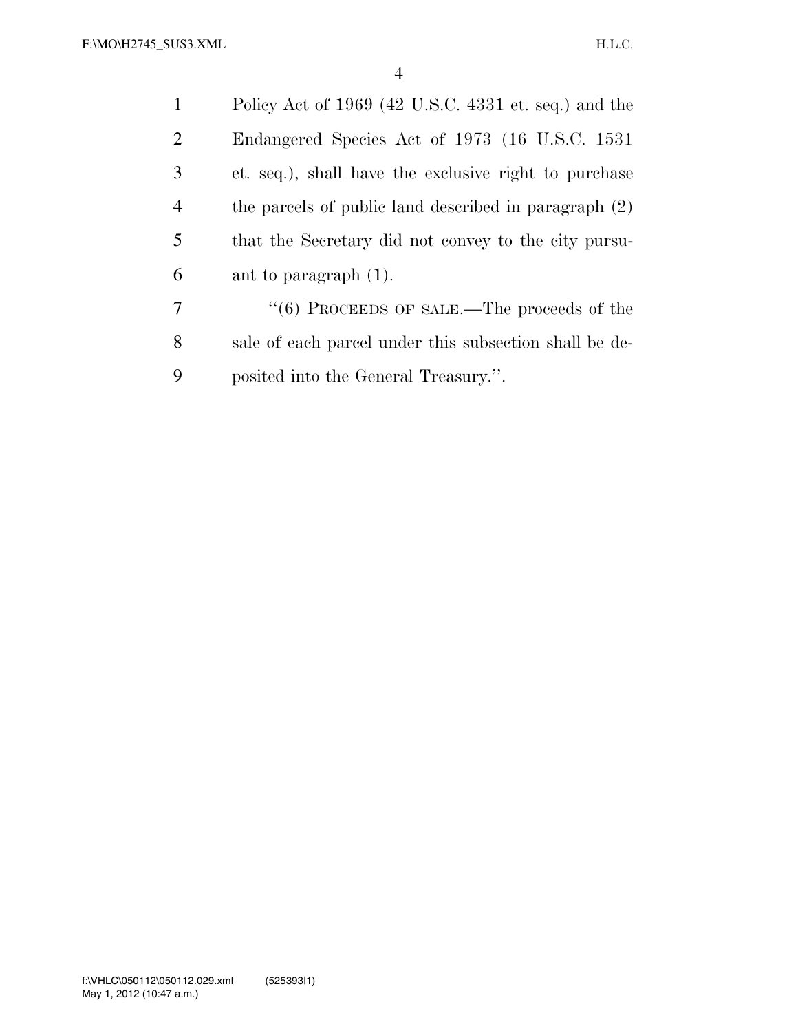Policy Act of 1969 (42 U.S.C. 4331 et. seq.) and the Endangered Species Act of 1973 (16 U.S.C. 1531 et. seq.), shall have the exclusive right to purchase the parcels of public land described in paragraph (2) that the Secretary did not convey to the city pursuant to paragraph (1).

"(6) PROCEEDS OF SALE.—The proceeds of the sale of each parcel under this subsection shall be deposited into the General Treasury.".